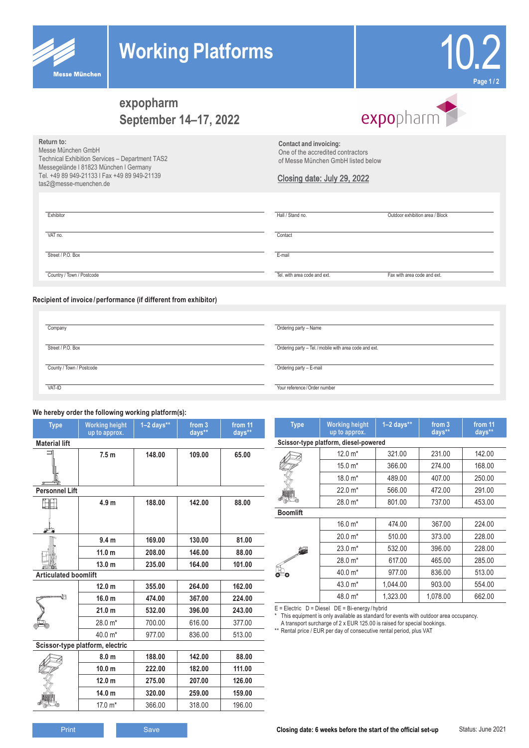# Working Platforms

10.2

## expopharm
## September 14–17, 2022

**Return to:**
Messe München GmbH
Technical Exhibition Services – Department TAS2
Messegelände I 81823 München I Germany
Tel. +49 89 949-21133 I Fax +49 89 949-21139
tas2@messe-muenchen.de

**Contact and invoicing:**
One of the accredited contractors
of Messe München GmbH listed below

**Closing date: July 29, 2022**

| | | |
|---|---|---|
| Exhibitor | Hall / Stand no. | Outdoor exhibition area / Block |
| VAT no. | Contact | |
| Street / P.O. Box | E-mail | |
| Country / Town / Postcode | Tel. with area code and ext. | Fax with area code and ext. |

**Recipient of invoice / performance (if different from exhibitor)**

| | |
|---|---|
| Company | Ordering party – Name |
| Street / P.O. Box | Ordering party – Tel. / mobile with area code and ext. |
| County / Town / Postcode | Ordering party – E-mail |
| VAT-ID | Your reference / Order number |

**We hereby order the following working platform(s):**

| Type | Working height up to approx. | 1–2 days** | from 3 days** | from 11 days** |
|---|---|---|---|---|
| **Material lift** | | | | |
| | **7.5 m** | **148.00** | **109.00** | **65.00** |
| **Personnel Lift** | | | | |
| | **4.9 m** | **188.00** | **142.00** | **88.00** |
| | **9.4 m** | **169.00** | **130.00** | **81.00** |
| | **11.0 m** | **208.00** | **146.00** | **88.00** |
| | **13.0 m** | **235.00** | **164.00** | **101.00** |
| **Articulated boomlift** | | | | |
| | **12.0 m** | **355.00** | **264.00** | **162.00** |
| | **16.0 m** | **474.00** | **367.00** | **224.00** |
| | **21.0 m** | **532.00** | **396.00** | **243.00** |
| | 28.0 m* | 700.00 | 616.00 | 377.00 |
| | 40.0 m* | 977.00 | 836.00 | 513.00 |
| **Scissor-type platform, electric** | | | | |
| | **8.0 m** | **188.00** | **142.00** | **88.00** |
| | **10.0 m** | **222.00** | **182.00** | **111.00** |
| | **12.0 m** | **275.00** | **207.00** | **126.00** |
| | **14.0 m** | **320.00** | **259.00** | **159.00** |
| | 17.0 m* | 366.00 | 318.00 | 196.00 |

| Type | Working height up to approx. | 1–2 days** | from 3 days** | from 11 days** |
|---|---|---|---|---|
| **Scissor-type platform, diesel-powered** | | | | |
| | 12.0 m* | 321.00 | 231.00 | 142.00 |
| | 15.0 m* | 366.00 | 274.00 | 168.00 |
| | 18.0 m* | 489.00 | 407.00 | 250.00 |
| | 22.0 m* | 566.00 | 472.00 | 291.00 |
| | 28.0 m* | 801.00 | 737.00 | 453.00 |
| **Boomlift** | | | | |
| | 16.0 m* | 474.00 | 367.00 | 224.00 |
| | 20.0 m* | 510.00 | 373.00 | 228.00 |
| | 23.0 m* | 532.00 | 396.00 | 228.00 |
| | 28.0 m* | 617.00 | 465.00 | 285.00 |
| | 40.0 m* | 977.00 | 836.00 | 513.00 |
| | 43.0 m* | 1,044.00 | 903.00 | 554.00 |
| | 48.0 m* | 1,323.00 | 1,078.00 | 662.00 |

E = Electric D = Diesel DE = Bi-energy / hybrid

\* This equipment is only available as standard for events with outdoor area occupancy. A transport surcharge of 2 x EUR 125.00 is raised for special bookings.

** Rental price / EUR per day of consecutive rental period, plus VAT

Print | Save

**Closing date: 6 weeks before the start of the official set-up**

Status: June 2021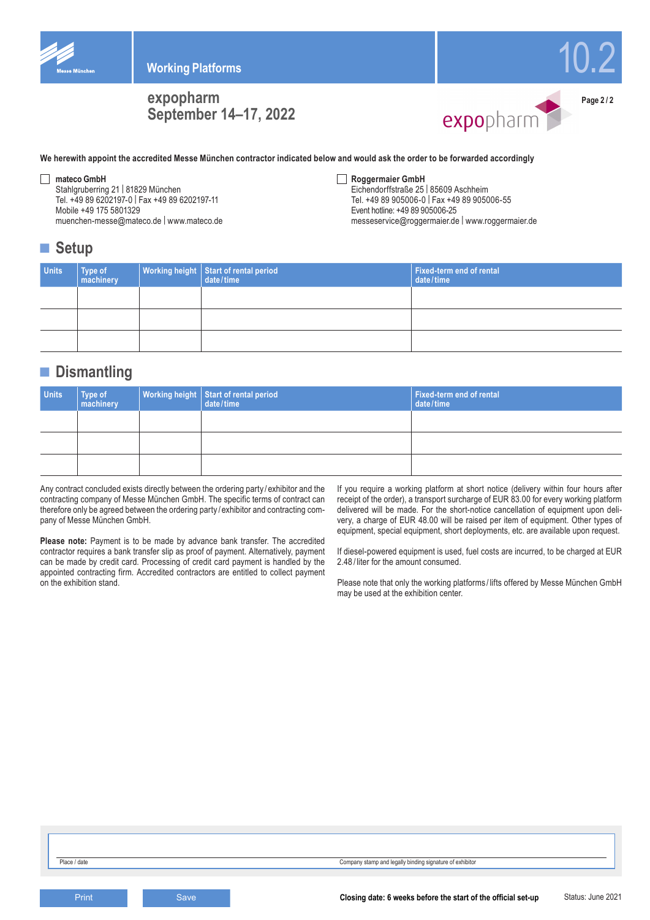# Working Platforms

10.2

**expopharm**
**September 14–17, 2022**

**We herewith appoint the accredited Messe München contractor indicated below and would ask the order to be forwarded accordingly**

☐ **mateco GmbH**
Stahlgruberring 21 | 81829 München
Tel. +49 89 6202197-0 | Fax +49 89 6202197-11
Mobile +49 175 5801329
muenchen-messe@mateco.de | www.mateco.de

☐ **Roggermaier GmbH**
Eichendorffstraße 25 | 85609 Aschheim
Tel. +49 89 905006-0 | Fax +49 89 905006-55
Event hotline: +49 89 905006-25
messeservice@roggermaier.de | www.roggermaier.de

## Setup

| Units | Type of machinery | Working height | Start of rental period date / time | Fixed-term end of rental date / time |
|---|---|---|---|---|
| | | | | |
| | | | | |
| | | | | |

## Dismantling

| Units | Type of machinery | Working height | Start of rental period date / time | Fixed-term end of rental date / time |
|---|---|---|---|---|
| | | | | |
| | | | | |
| | | | | |

Any contract concluded exists directly between the ordering party / exhibitor and the contracting company of Messe München GmbH. The specific terms of contract can therefore only be agreed between the ordering party / exhibitor and contracting company of Messe München GmbH.

**Please note:** Payment is to be made by advance bank transfer. The accredited contractor requires a bank transfer slip as proof of payment. Alternatively, payment can be made by credit card. Processing of credit card payment is handled by the appointed contracting firm. Accredited contractors are entitled to collect payment on the exhibition stand.

If you require a working platform at short notice (delivery within four hours after receipt of the order), a transport surcharge of EUR 83.00 for every working platform delivered will be made. For the short-notice cancellation of equipment upon delivery, a charge of EUR 48.00 will be raised per item of equipment. Other types of equipment, special equipment, short deployments, etc. are available upon request.

If diesel-powered equipment is used, fuel costs are incurred, to be charged at EUR 2.48 / liter for the amount consumed.

Please note that only the working platforms / lifts offered by Messe München GmbH may be used at the exhibition center.

Place / date | Company stamp and legally binding signature of exhibitor

**Closing date: 6 weeks before the start of the official set-up**

Status: June 2021